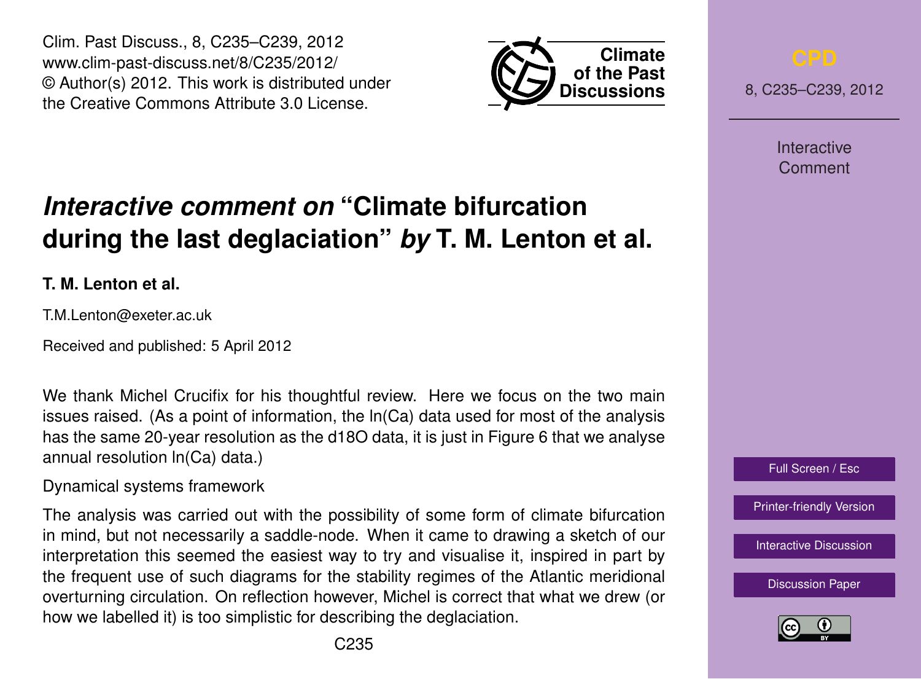# *Interactive comment on* "Climate bifurcation during the last deglaciation" *by* T. M. Lenton et al.

**T. M. Lenton et al.**

T.M.Lenton@exeter.ac.uk

Received and published: 5 April 2012

We thank Michel Crucifix for his thoughtful review. Here we focus on the two main issues raised. (As a point of information, the ln(Ca) data used for most of the analysis has the same 20-year resolution as the d18O data, it is just in Figure 6 that we analyse annual resolution ln(Ca) data.)

Dynamical systems framework

The analysis was carried out with the possibility of some form of climate bifurcation in mind, but not necessarily a saddle-node. When it came to drawing a sketch of our interpretation this seemed the easiest way to try and visualise it, inspired in part by the frequent use of such diagrams for the stability regimes of the Atlantic meridional overturning circulation. On reflection however, Michel is correct that what we drew (or how we labelled it) is too simplistic for describing the deglaciation.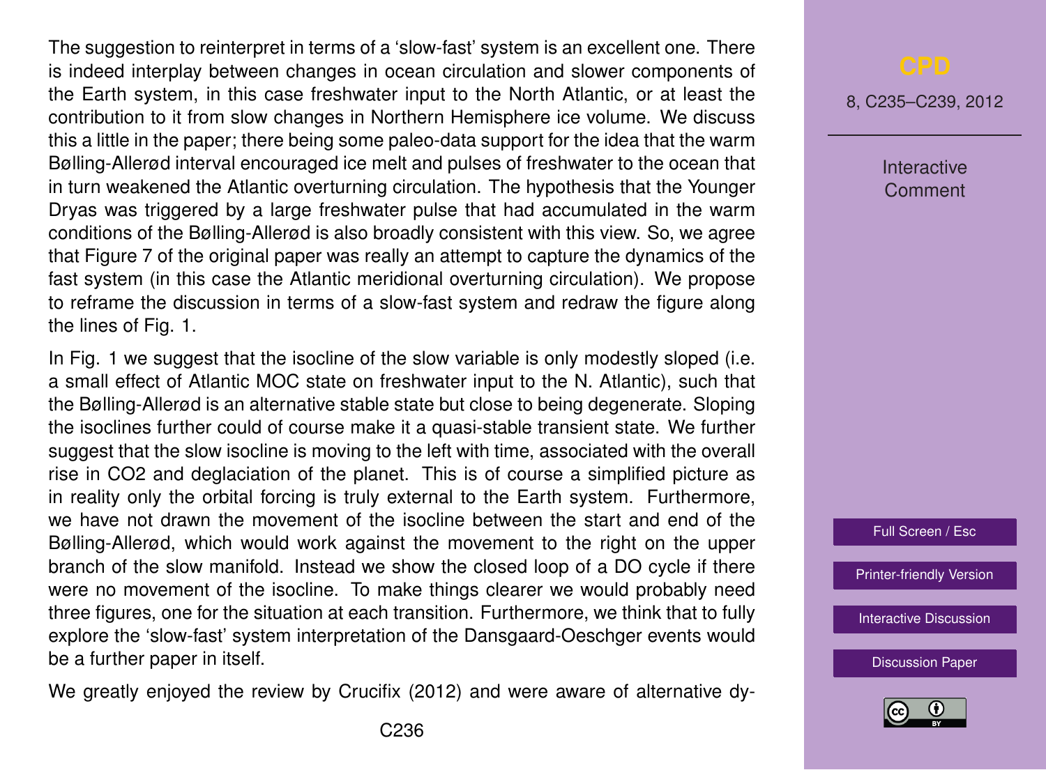The suggestion to reinterpret in terms of a 'slow-fast' system is an excellent one. There is indeed interplay between changes in ocean circulation and slower components of the Earth system, in this case freshwater input to the North Atlantic, or at least the contribution to it from slow changes in Northern Hemisphere ice volume. We discuss this a little in the paper; there being some paleo-data support for the idea that the warm Bølling-Allerød interval encouraged ice melt and pulses of freshwater to the ocean that in turn weakened the Atlantic overturning circulation. The hypothesis that the Younger Dryas was triggered by a large freshwater pulse that had accumulated in the warm conditions of the Bølling-Allerød is also broadly consistent with this view. So, we agree that Figure 7 of the original paper was really an attempt to capture the dynamics of the fast system (in this case the Atlantic meridional overturning circulation). We propose to reframe the discussion in terms of a slow-fast system and redraw the figure along the lines of Fig. 1.

In Fig. 1 we suggest that the isocline of the slow variable is only modestly sloped (i.e. a small effect of Atlantic MOC state on freshwater input to the N. Atlantic), such that the Bølling-Allerød is an alternative stable state but close to being degenerate. Sloping the isoclines further could of course make it a quasi-stable transient state. We further suggest that the slow isocline is moving to the left with time, associated with the overall rise in $CO_2$ and deglaciation of the planet. This is of course a simplified picture as in reality only the orbital forcing is truly external to the Earth system. Furthermore, we have not drawn the movement of the isocline between the start and end of the Bølling-Allerød, which would work against the movement to the right on the upper branch of the slow manifold. Instead we show the closed loop of a DO cycle if there were no movement of the isocline. To make things clearer we would probably need three figures, one for the situation at each transition. Furthermore, we think that to fully explore the 'slow-fast' system interpretation of the Dansgaard-Oeschger events would be a further paper in itself.

We greatly enjoyed the review by Crucifix (2012) and were aware of alternative dy-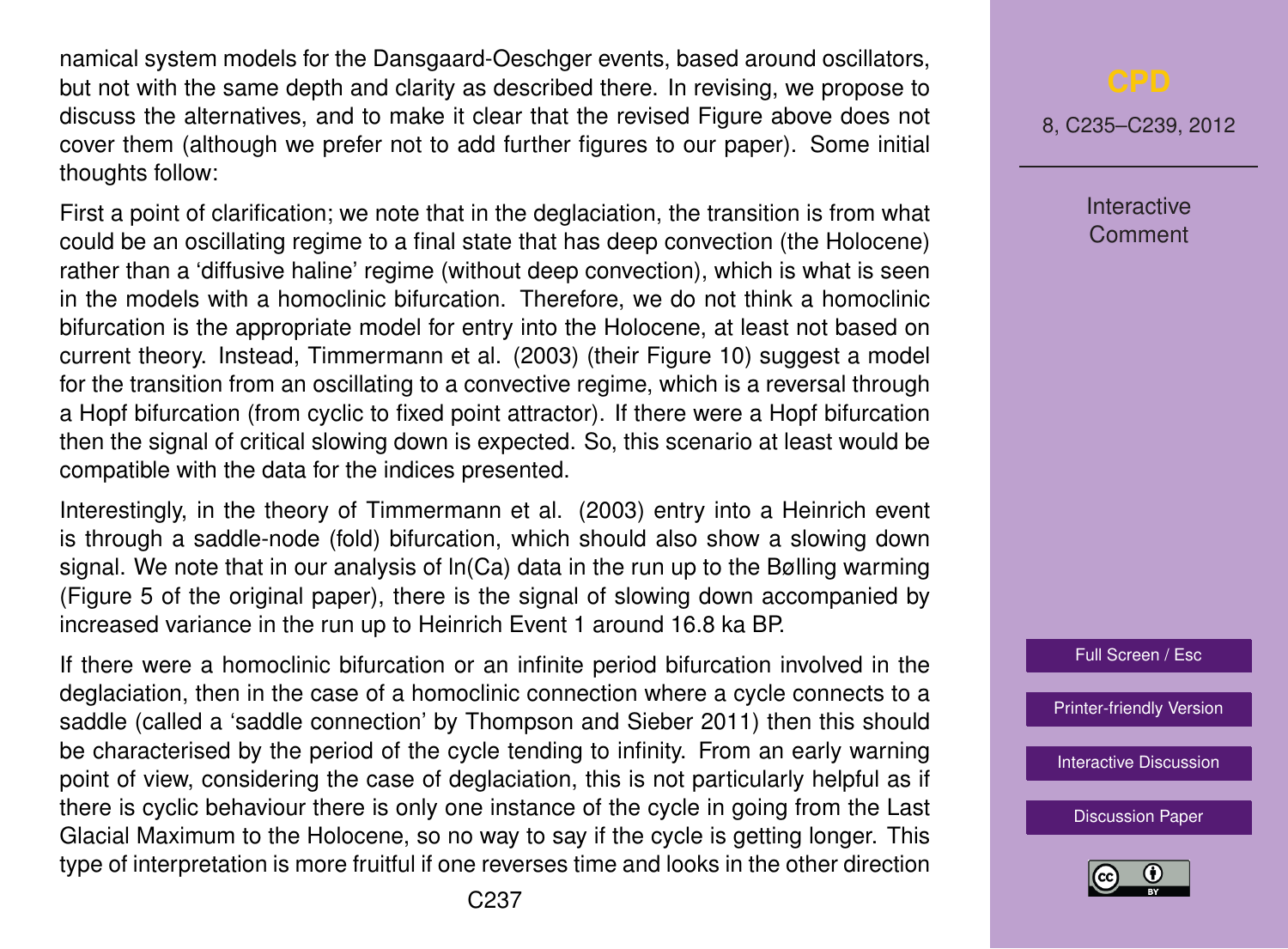namical system models for the Dansgaard-Oeschger events, based around oscillators, but not with the same depth and clarity as described there. In revising, we propose to discuss the alternatives, and to make it clear that the revised Figure above does not cover them (although we prefer not to add further figures to our paper). Some initial thoughts follow:

First a point of clarification; we note that in the deglaciation, the transition is from what could be an oscillating regime to a final state that has deep convection (the Holocene) rather than a 'diffusive haline' regime (without deep convection), which is what is seen in the models with a homoclinic bifurcation. Therefore, we do not think a homoclinic bifurcation is the appropriate model for entry into the Holocene, at least not based on current theory. Instead, Timmermann et al. (2003) (their Figure 10) suggest a model for the transition from an oscillating to a convective regime, which is a reversal through a Hopf bifurcation (from cyclic to fixed point attractor). If there were a Hopf bifurcation then the signal of critical slowing down is expected. So, this scenario at least would be compatible with the data for the indices presented.

Interestingly, in the theory of Timmermann et al. (2003) entry into a Heinrich event is through a saddle-node (fold) bifurcation, which should also show a slowing down signal. We note that in our analysis of ln(Ca) data in the run up to the Bølling warming (Figure 5 of the original paper), there is the signal of slowing down accompanied by increased variance in the run up to Heinrich Event 1 around 16.8 ka BP.

If there were a homoclinic bifurcation or an infinite period bifurcation involved in the deglaciation, then in the case of a homoclinic connection where a cycle connects to a saddle (called a 'saddle connection' by Thompson and Sieber 2011) then this should be characterised by the period of the cycle tending to infinity. From an early warning point of view, considering the case of deglaciation, this is not particularly helpful as if there is cyclic behaviour there is only one instance of the cycle in going from the Last Glacial Maximum to the Holocene, so no way to say if the cycle is getting longer. This type of interpretation is more fruitful if one reverses time and looks in the other direction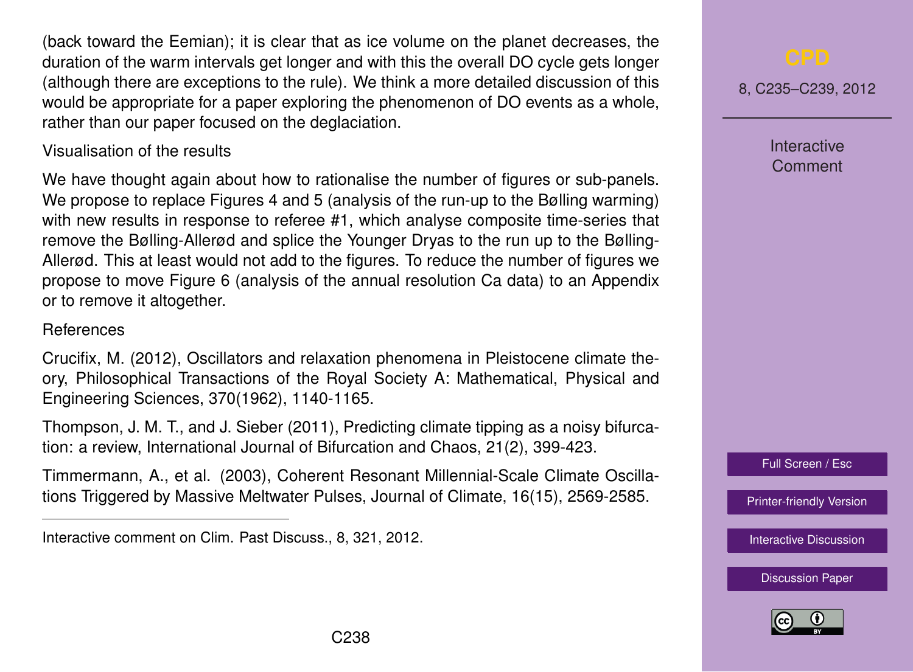(back toward the Eemian); it is clear that as ice volume on the planet decreases, the duration of the warm intervals get longer and with this the overall DO cycle gets longer (although there are exceptions to the rule). We think a more detailed discussion of this would be appropriate for a paper exploring the phenomenon of DO events as a whole, rather than our paper focused on the deglaciation.

Visualisation of the results

We have thought again about how to rationalise the number of figures or sub-panels. We propose to replace Figures 4 and 5 (analysis of the run-up to the Bølling warming) with new results in response to referee #1, which analyse composite time-series that remove the Bølling-Allerød and splice the Younger Dryas to the run up to the Bølling-Allerød. This at least would not add to the figures. To reduce the number of figures we propose to move Figure 6 (analysis of the annual resolution Ca data) to an Appendix or to remove it altogether.

References

Crucifix, M. (2012), Oscillators and relaxation phenomena in Pleistocene climate theory, Philosophical Transactions of the Royal Society A: Mathematical, Physical and Engineering Sciences, 370(1962), 1140-1165.

Thompson, J. M. T., and J. Sieber (2011), Predicting climate tipping as a noisy bifurcation: a review, International Journal of Bifurcation and Chaos, 21(2), 399-423.

Timmermann, A., et al. (2003), Coherent Resonant Millennial-Scale Climate Oscillations Triggered by Massive Meltwater Pulses, Journal of Climate, 16(15), 2569-2585.

Interactive comment on Clim. Past Discuss., 8, 321, 2012.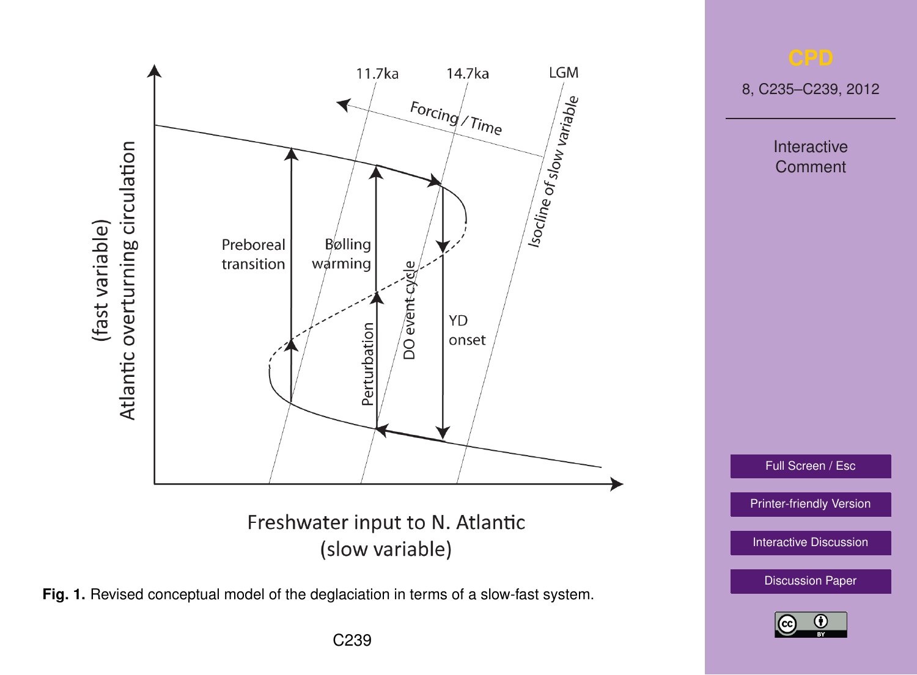(fast variable)
Atlantic overturning circulation

11.7ka

14.7ka

LGM

Forcing / Time

Isocline of slow variable

Preboreal transition

Bølling warming

Perturbation

DO event cycle

YD onset

Freshwater input to N. Atlantic
(slow variable)

**Fig. 1.** Revised conceptual model of the deglaciation in terms of a slow-fast system.